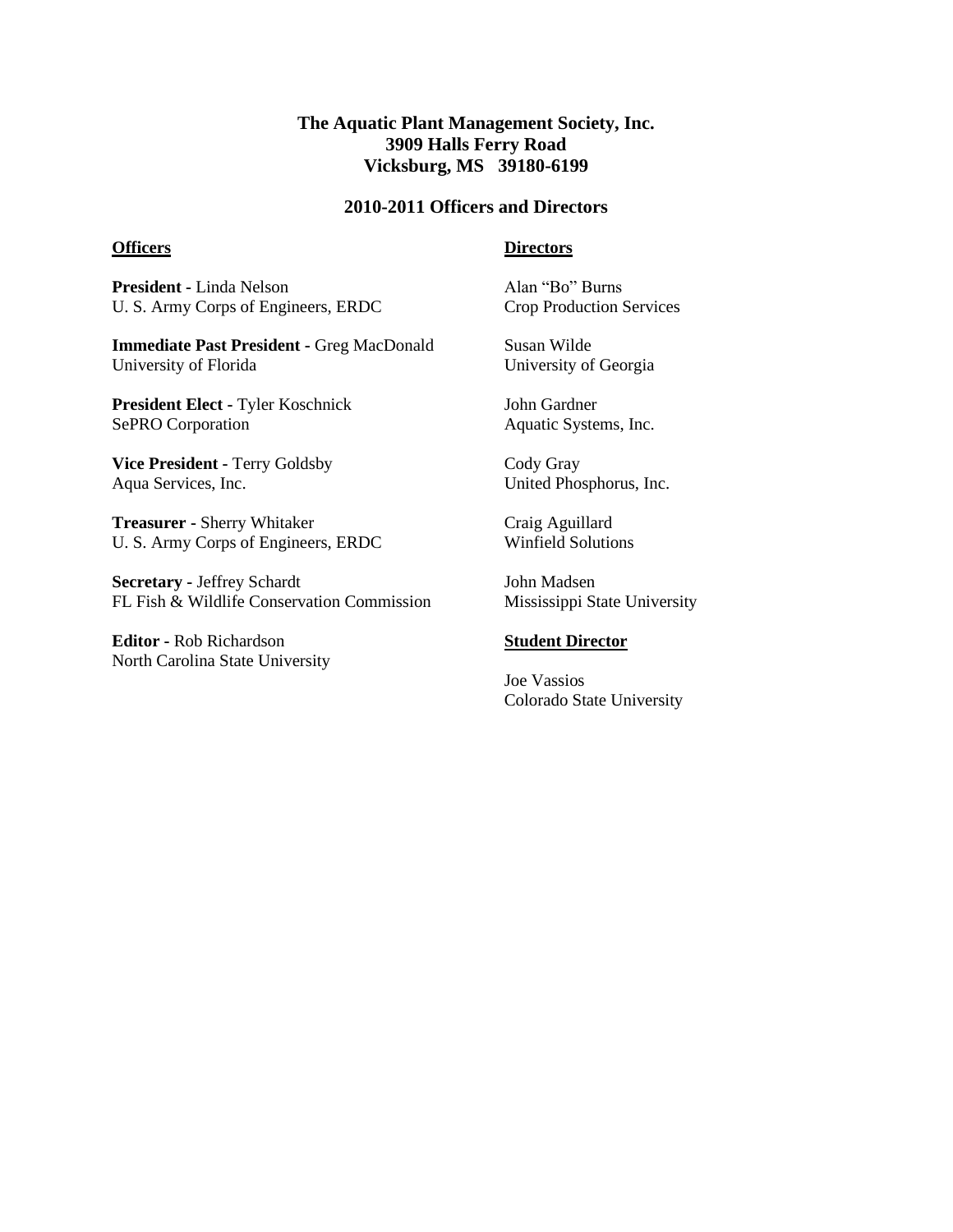# The Aquatic Plant Management Society, Inc.
**3909 Halls Ferry Road**
**Vicksburg, MS 39180-6199**

## 2010-2011 Officers and Directors

### Officers

**President** - Linda Nelson
U. S. Army Corps of Engineers, ERDC

**Immediate Past President** - Greg MacDonald
University of Florida

**President Elect** - Tyler Koschnick
SePRO Corporation

**Vice President** - Terry Goldsby
Aqua Services, Inc.

**Treasurer** - Sherry Whitaker
U. S. Army Corps of Engineers, ERDC

**Secretary** - Jeffrey Schardt
FL Fish & Wildlife Conservation Commission

**Editor** - Rob Richardson
North Carolina State University

### Directors

Alan "Bo" Burns
Crop Production Services

Susan Wilde
University of Georgia

John Gardner
Aquatic Systems, Inc.

Cody Gray
United Phosphorus, Inc.

Craig Aguillard
Winfield Solutions

John Madsen
Mississippi State University

### Student Director

Joe Vassios
Colorado State University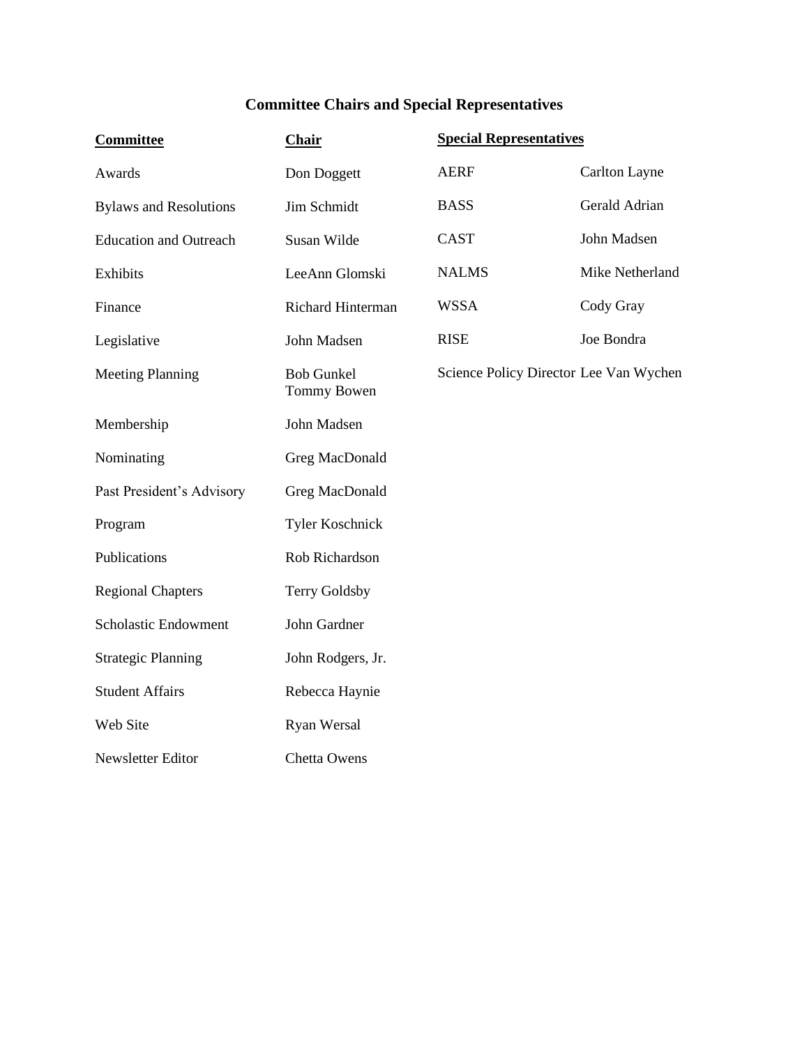## Committee Chairs and Special Representatives

| Committee | Chair |
|---|---|
| Awards | Don Doggett |
| Bylaws and Resolutions | Jim Schmidt |
| Education and Outreach | Susan Wilde |
| Exhibits | LeeAnn Glomski |
| Finance | Richard Hinterman |
| Legislative | John Madsen |
| Meeting Planning | Bob Gunkel<br>Tommy Bowen |
| Membership | John Madsen |
| Nominating | Greg MacDonald |
| Past President's Advisory | Greg MacDonald |
| Program | Tyler Koschnick |
| Publications | Rob Richardson |
| Regional Chapters | Terry Goldsby |
| Scholastic Endowment | John Gardner |
| Strategic Planning | John Rodgers, Jr. |
| Student Affairs | Rebecca Haynie |
| Web Site | Ryan Wersal |
| Newsletter Editor | Chetta Owens |

| Special Representatives | |
|---|---|
| AERF | Carlton Layne |
| BASS | Gerald Adrian |
| CAST | John Madsen |
| NALMS | Mike Netherland |
| WSSA | Cody Gray |
| RISE | Joe Bondra |
| Science Policy Director | Lee Van Wychen |